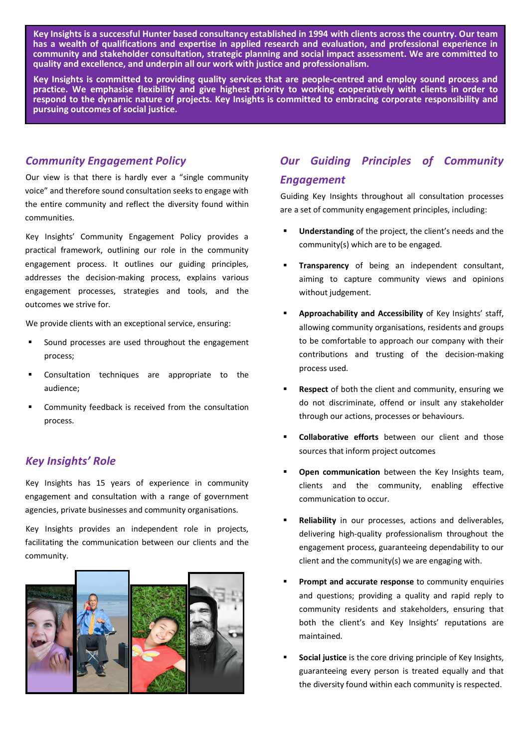**Key Insights is a successful Hunter based consultancy established in 1994 with clients across the country. Our team has a wealth of qualifications and expertise in applied research and evaluation, and professional experience in community and stakeholder consultation, strategic planning and social impact assessment. We are committed to quality and excellence, and underpin all our work with justice and professionalism.**

**Key Insights is committed to providing quality services that are people-centred and employ sound process and practice. We emphasise flexibility and give highest priority to working cooperatively with clients in order to respond to the dynamic nature of projects. Key Insights is committed to embracing corporate responsibility and pursuing outcomes of social justice.**

## *Community Engagement Policy*

Our view is that there is hardly ever a "single community voice" and therefore sound consultation seeks to engage with the entire community and reflect the diversity found within communities.

Key Insights' Community Engagement Policy provides a practical framework, outlining our role in the community engagement process. It outlines our guiding principles, addresses the decision-making process, explains various engagement processes, strategies and tools, and the outcomes we strive for.

We provide clients with an exceptional service, ensuring:

- Sound processes are used throughout the engagement process;
- Consultation techniques are appropriate to the audience;
- Community feedback is received from the consultation process.

## *Key Insights' Role*

Key Insights has 15 years of experience in community engagement and consultation with a range of government agencies, private businesses and community organisations.

Key Insights provides an independent role in projects, facilitating the communication between our clients and the community.

## *Our Guiding Principles of Community Engagement*

Guiding Key Insights throughout all consultation processes are a set of community engagement principles, including:

- **Understanding** of the project, the client's needs and the community(s) which are to be engaged.
- **Transparency** of being an independent consultant, aiming to capture community views and opinions without judgement.
- **Approachability and Accessibility** of Key Insights' staff, allowing community organisations, residents and groups to be comfortable to approach our company with their contributions and trusting of the decision-making process used.
- **Respect** of both the client and community, ensuring we do not discriminate, offend or insult any stakeholder through our actions, processes or behaviours.
- **Collaborative efforts** between our client and those sources that inform project outcomes
- **Open communication** between the Key Insights team, clients and the community, enabling effective communication to occur.
- **Reliability** in our processes, actions and deliverables, delivering high-quality professionalism throughout the engagement process, guaranteeing dependability to our client and the community(s) we are engaging with.
- **Prompt and accurate response** to community enquiries and questions; providing a quality and rapid reply to community residents and stakeholders, ensuring that both the client's and Key Insights' reputations are maintained.
- **Social justice** is the core driving principle of Key Insights, guaranteeing every person is treated equally and that the diversity found within each community is respected.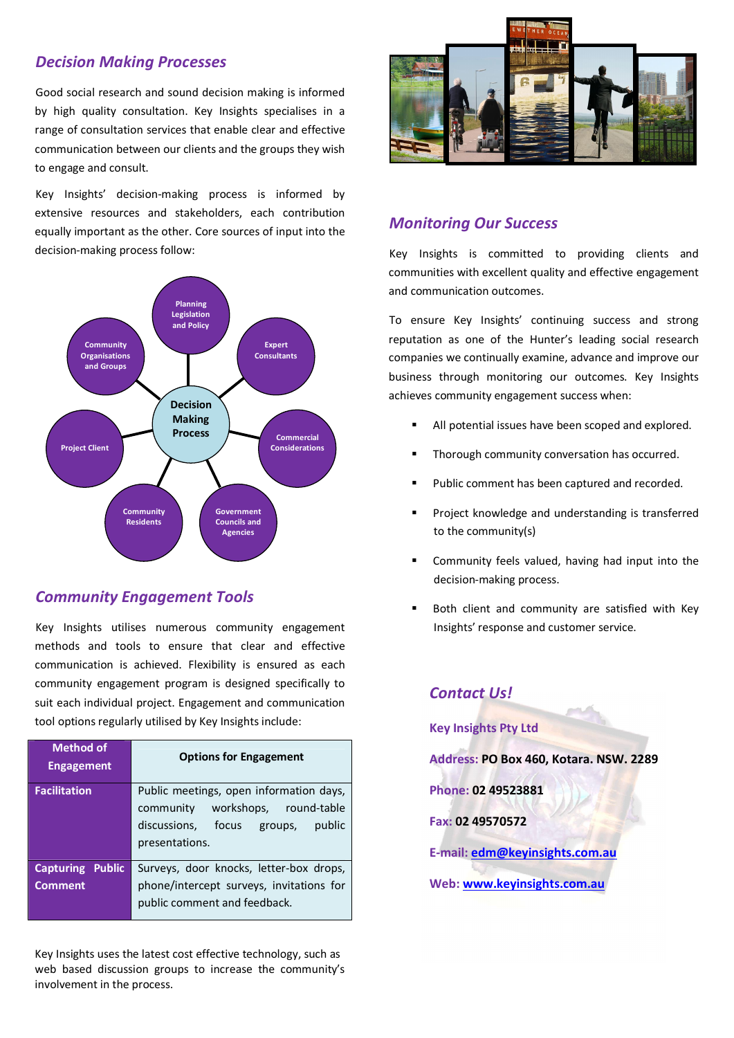## *Decision Making Processes*

Good social research and sound decision making is informed by high quality consultation. Key Insights specialises in a range of consultation services that enable clear and effective communication between our clients and the groups they wish to engage and consult.

Key Insights' decision-making process is informed by extensive resources and stakeholders, each contribution equally important as the other. Core sources of input into the decision-making process follow:

Decision Making Process

Planning Legislation and Policy

Expert Consultants

Commercial Considerations

Government Councils and Agencies

Community Residents

Project Client

Community Organisations and Groups

## *Community Engagement Tools*

Key Insights utilises numerous community engagement methods and tools to ensure that clear and effective communication is achieved. Flexibility is ensured as each community engagement program is designed specifically to suit each individual project. Engagement and communication tool options regularly utilised by Key Insights include:

| Method of Engagement | Options for Engagement |
|---|---|
| **Facilitation** | Public meetings, open information days, community workshops, round-table discussions, focus groups, public presentations. |
| **Capturing Public Comment** | Surveys, door knocks, letter-box drops, phone/intercept surveys, invitations for public comment and feedback. |

Key Insights uses the latest cost effective technology, such as web based discussion groups to increase the community's involvement in the process.

## *Monitoring Our Success*

Key Insights is committed to providing clients and communities with excellent quality and effective engagement and communication outcomes.

To ensure Key Insights' continuing success and strong reputation as one of the Hunter's leading social research companies we continually examine, advance and improve our business through monitoring our outcomes. Key Insights achieves community engagement success when:

- All potential issues have been scoped and explored.
- Thorough community conversation has occurred.
- Public comment has been captured and recorded.
- Project knowledge and understanding is transferred to the community(s)
- Community feels valued, having had input into the decision-making process.
- Both client and community are satisfied with Key Insights' response and customer service.

## *Contact Us!*

**Key Insights Pty Ltd**

**Address: PO Box 460, Kotara. NSW. 2289**

**Phone: 02 49523881**

**Fax: 02 49570572**

**E-mail: edm@keyinsights.com.au**

**Web: www.keyinsights.com.au**